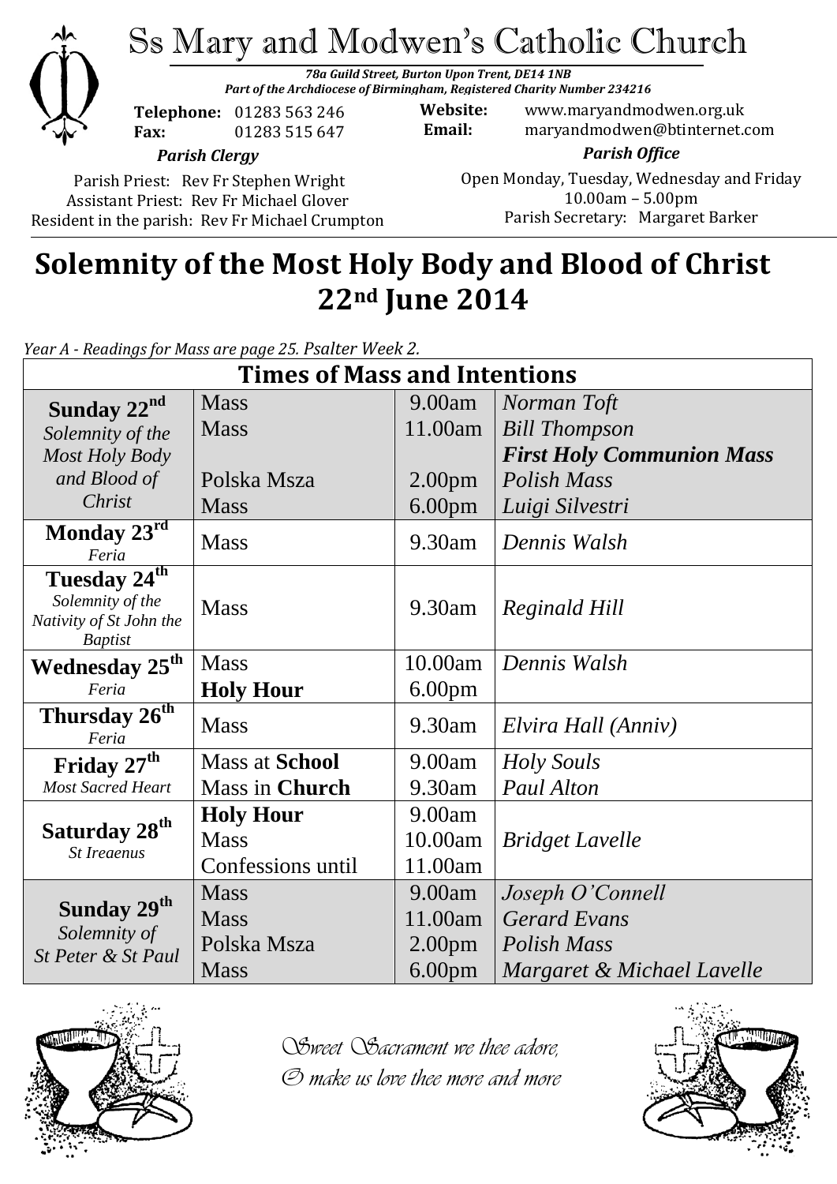# Ss Mary and Modwen's Catholic Church

***78a Guild Street, Burton Upon Trent, DE14 1NB***
***Part of the Archdiocese of Birmingham, Registered Charity Number 234216***

**Telephone:** 01283 563 246
**Fax:** 01283 515 647

**Website:** www.maryandmodwen.org.uk
**Email:** maryandmodwen@btinternet.com

***Parish Clergy***

Parish Priest: Rev Fr Stephen Wright
Assistant Priest: Rev Fr Michael Glover
Resident in the parish: Rev Fr Michael Crumpton

***Parish Office***

Open Monday, Tuesday, Wednesday and Friday
10.00am – 5.00pm
Parish Secretary: Margaret Barker

# Solemnity of the Most Holy Body and Blood of Christ 22nd June 2014

*Year A - Readings for Mass are page 25. Psalter Week 2.*

| **Times of Mass and Intentions** | | | |
|---|---|---|---|
| **Sunday 22nd** *Solemnity of the Most Holy Body and Blood of Christ* | Mass | 9.00am | *Norman Toft* |
| | Mass | 11.00am | *Bill Thompson* ***First Holy Communion Mass*** |
| | Polska Msza | 2.00pm | *Polish Mass* |
| | Mass | 6.00pm | *Luigi Silvestri* |
| **Monday 23rd** *Feria* | Mass | 9.30am | *Dennis Walsh* |
| **Tuesday 24th** *Solemnity of the Nativity of St John the Baptist* | Mass | 9.30am | *Reginald Hill* |
| **Wednesday 25th** *Feria* | Mass | 10.00am | *Dennis Walsh* |
| | **Holy Hour** | 6.00pm | |
| **Thursday 26th** *Feria* | Mass | 9.30am | *Elvira Hall (Anniv)* |
| **Friday 27th** *Most Sacred Heart* | Mass at **School** | 9.00am | *Holy Souls* |
| | Mass in **Church** | 9.30am | *Paul Alton* |
| **Saturday 28th** *St Ireaenus* | **Holy Hour** | 9.00am | |
| | Mass | 10.00am | *Bridget Lavelle* |
| | Confessions until | 11.00am | |
| **Sunday 29th** *Solemnity of St Peter & St Paul* | Mass | 9.00am | *Joseph O'Connell* |
| | Mass | 11.00am | *Gerard Evans* |
| | Polska Msza | 2.00pm | *Polish Mass* |
| | Mass | 6.00pm | *Margaret & Michael Lavelle* |

*Sweet Sacrament we thee adore,*
*O make us love thee more and more*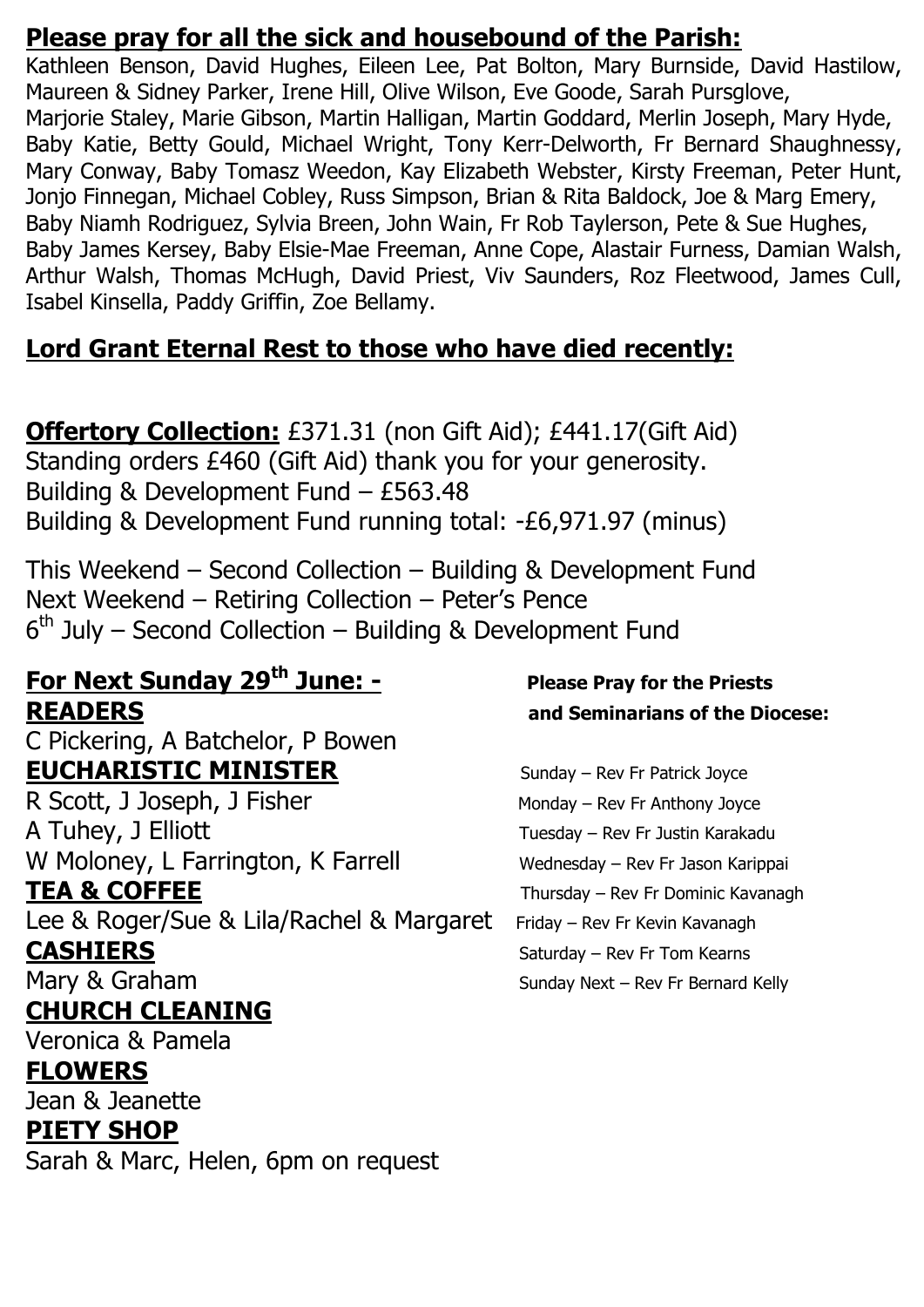## Please pray for all the sick and housebound of the Parish:

Kathleen Benson, David Hughes, Eileen Lee, Pat Bolton, Mary Burnside, David Hastilow, Maureen & Sidney Parker, Irene Hill, Olive Wilson, Eve Goode, Sarah Pursglove, Marjorie Staley, Marie Gibson, Martin Halligan, Martin Goddard, Merlin Joseph, Mary Hyde, Baby Katie, Betty Gould, Michael Wright, Tony Kerr-Delworth, Fr Bernard Shaughnessy, Mary Conway, Baby Tomasz Weedon, Kay Elizabeth Webster, Kirsty Freeman, Peter Hunt, Jonjo Finnegan, Michael Cobley, Russ Simpson, Brian & Rita Baldock, Joe & Marg Emery, Baby Niamh Rodriguez, Sylvia Breen, John Wain, Fr Rob Taylerson, Pete & Sue Hughes, Baby James Kersey, Baby Elsie-Mae Freeman, Anne Cope, Alastair Furness, Damian Walsh, Arthur Walsh, Thomas McHugh, David Priest, Viv Saunders, Roz Fleetwood, James Cull, Isabel Kinsella, Paddy Griffin, Zoe Bellamy.

## Lord Grant Eternal Rest to those who have died recently:

**Offertory Collection:** £371.31 (non Gift Aid); £441.17(Gift Aid)
Standing orders £460 (Gift Aid) thank you for your generosity.
Building & Development Fund – £563.48
Building & Development Fund running total: -£6,971.97 (minus)

This Weekend – Second Collection – Building & Development Fund
Next Weekend – Retiring Collection – Peter's Pence
6th July – Second Collection – Building & Development Fund

## For Next Sunday 29th June: -

**READERS**
C Pickering, A Batchelor, P Bowen

**EUCHARISTIC MINISTER**
R Scott, J Joseph, J Fisher
A Tuhey, J Elliott
W Moloney, L Farrington, K Farrell

**TEA & COFFEE**
Lee & Roger/Sue & Lila/Rachel & Margaret

**CASHIERS**
Mary & Graham

**CHURCH CLEANING**
Veronica & Pamela

**FLOWERS**
Jean & Jeanette

**PIETY SHOP**
Sarah & Marc, Helen, 6pm on request

**Please Pray for the Priests and Seminarians of the Diocese:**

Sunday – Rev Fr Patrick Joyce
Monday – Rev Fr Anthony Joyce
Tuesday – Rev Fr Justin Karakadu
Wednesday – Rev Fr Jason Karippai
Thursday – Rev Fr Dominic Kavanagh
Friday – Rev Fr Kevin Kavanagh
Saturday – Rev Fr Tom Kearns
Sunday Next – Rev Fr Bernard Kelly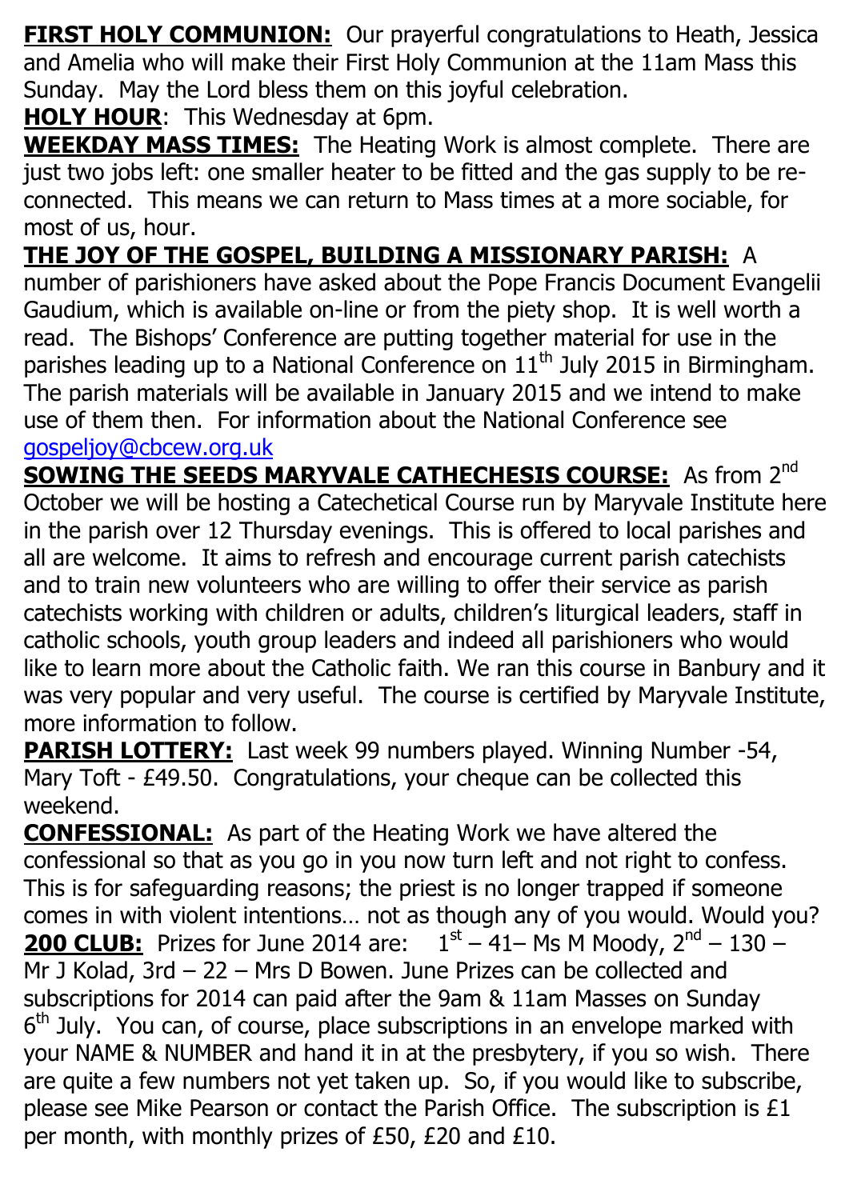**FIRST HOLY COMMUNION:** Our prayerful congratulations to Heath, Jessica and Amelia who will make their First Holy Communion at the 11am Mass this Sunday. May the Lord bless them on this joyful celebration.

**HOLY HOUR**: This Wednesday at 6pm.

**WEEKDAY MASS TIMES:** The Heating Work is almost complete. There are just two jobs left: one smaller heater to be fitted and the gas supply to be re-connected. This means we can return to Mass times at a more sociable, for most of us, hour.

**THE JOY OF THE GOSPEL, BUILDING A MISSIONARY PARISH:** A number of parishioners have asked about the Pope Francis Document Evangelii Gaudium, which is available on-line or from the piety shop. It is well worth a read. The Bishops' Conference are putting together material for use in the parishes leading up to a National Conference on 11th July 2015 in Birmingham. The parish materials will be available in January 2015 and we intend to make use of them then. For information about the National Conference see gospeljoy@cbcew.org.uk

**SOWING THE SEEDS MARYVALE CATHECHESIS COURSE:** As from 2nd October we will be hosting a Catechetical Course run by Maryvale Institute here in the parish over 12 Thursday evenings. This is offered to local parishes and all are welcome. It aims to refresh and encourage current parish catechists and to train new volunteers who are willing to offer their service as parish catechists working with children or adults, children's liturgical leaders, staff in catholic schools, youth group leaders and indeed all parishioners who would like to learn more about the Catholic faith. We ran this course in Banbury and it was very popular and very useful. The course is certified by Maryvale Institute, more information to follow.

**PARISH LOTTERY:** Last week 99 numbers played. Winning Number -54, Mary Toft - £49.50. Congratulations, your cheque can be collected this weekend.

**CONFESSIONAL:** As part of the Heating Work we have altered the confessional so that as you go in you now turn left and not right to confess. This is for safeguarding reasons; the priest is no longer trapped if someone comes in with violent intentions… not as though any of you would. Would you?

**200 CLUB:** Prizes for June 2014 are: 1st – 41– Ms M Moody, 2nd – 130 – Mr J Kolad, 3rd – 22 – Mrs D Bowen. June Prizes can be collected and subscriptions for 2014 can paid after the 9am & 11am Masses on Sunday 6th July. You can, of course, place subscriptions in an envelope marked with your NAME & NUMBER and hand it in at the presbytery, if you so wish. There are quite a few numbers not yet taken up. So, if you would like to subscribe, please see Mike Pearson or contact the Parish Office. The subscription is £1 per month, with monthly prizes of £50, £20 and £10.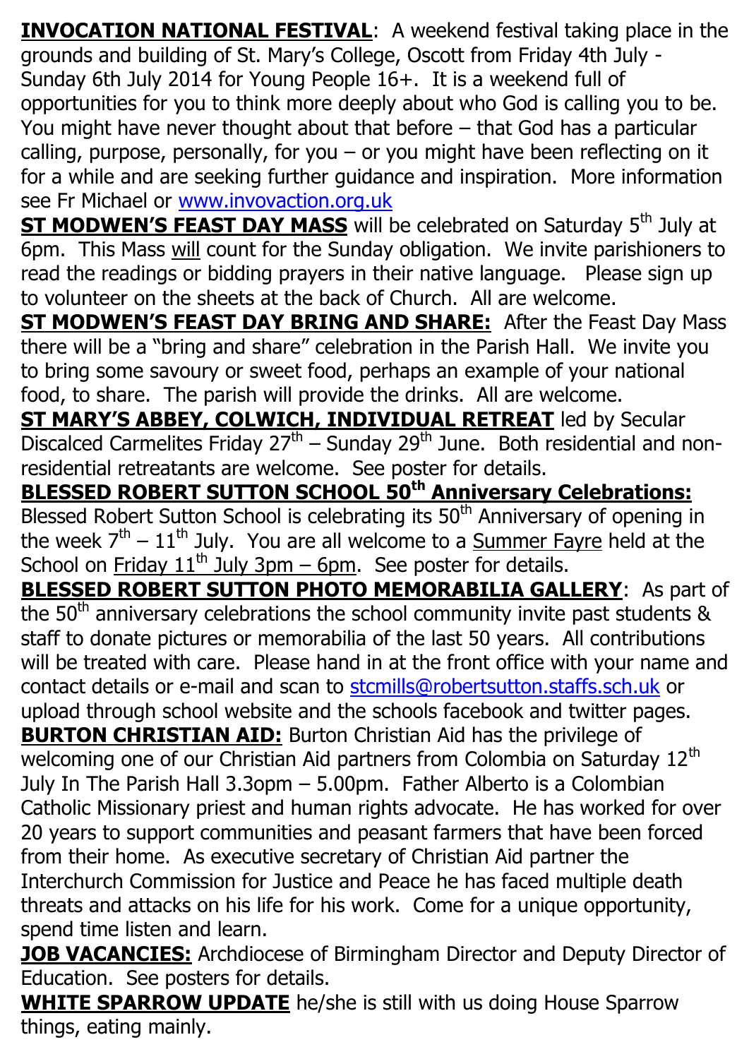**INVOCATION NATIONAL FESTIVAL**: A weekend festival taking place in the grounds and building of St. Mary's College, Oscott from Friday 4th July - Sunday 6th July 2014 for Young People 16+. It is a weekend full of opportunities for you to think more deeply about who God is calling you to be. You might have never thought about that before – that God has a particular calling, purpose, personally, for you – or you might have been reflecting on it for a while and are seeking further guidance and inspiration. More information see Fr Michael or www.invovaction.org.uk

**ST MODWEN'S FEAST DAY MASS** will be celebrated on Saturday 5th July at 6pm. This Mass will count for the Sunday obligation. We invite parishioners to read the readings or bidding prayers in their native language. Please sign up to volunteer on the sheets at the back of Church. All are welcome.

**ST MODWEN'S FEAST DAY BRING AND SHARE:** After the Feast Day Mass there will be a "bring and share" celebration in the Parish Hall. We invite you to bring some savoury or sweet food, perhaps an example of your national food, to share. The parish will provide the drinks. All are welcome.

**ST MARY'S ABBEY, COLWICH, INDIVIDUAL RETREAT** led by Secular Discalced Carmelites Friday 27th – Sunday 29th June. Both residential and non-residential retreatants are welcome. See poster for details.

**BLESSED ROBERT SUTTON SCHOOL 50th Anniversary Celebrations:** Blessed Robert Sutton School is celebrating its 50th Anniversary of opening in the week 7th – 11th July. You are all welcome to a Summer Fayre held at the School on Friday 11th July 3pm – 6pm. See poster for details.

**BLESSED ROBERT SUTTON PHOTO MEMORABILIA GALLERY**: As part of the 50th anniversary celebrations the school community invite past students & staff to donate pictures or memorabilia of the last 50 years. All contributions will be treated with care. Please hand in at the front office with your name and contact details or e-mail and scan to stcmills@robertsutton.staffs.sch.uk or upload through school website and the schools facebook and twitter pages.

**BURTON CHRISTIAN AID:** Burton Christian Aid has the privilege of welcoming one of our Christian Aid partners from Colombia on Saturday 12th July In The Parish Hall 3.3opm – 5.00pm. Father Alberto is a Colombian Catholic Missionary priest and human rights advocate. He has worked for over 20 years to support communities and peasant farmers that have been forced from their home. As executive secretary of Christian Aid partner the Interchurch Commission for Justice and Peace he has faced multiple death threats and attacks on his life for his work. Come for a unique opportunity, spend time listen and learn.

**JOB VACANCIES:** Archdiocese of Birmingham Director and Deputy Director of Education. See posters for details.

**WHITE SPARROW UPDATE** he/she is still with us doing House Sparrow things, eating mainly.